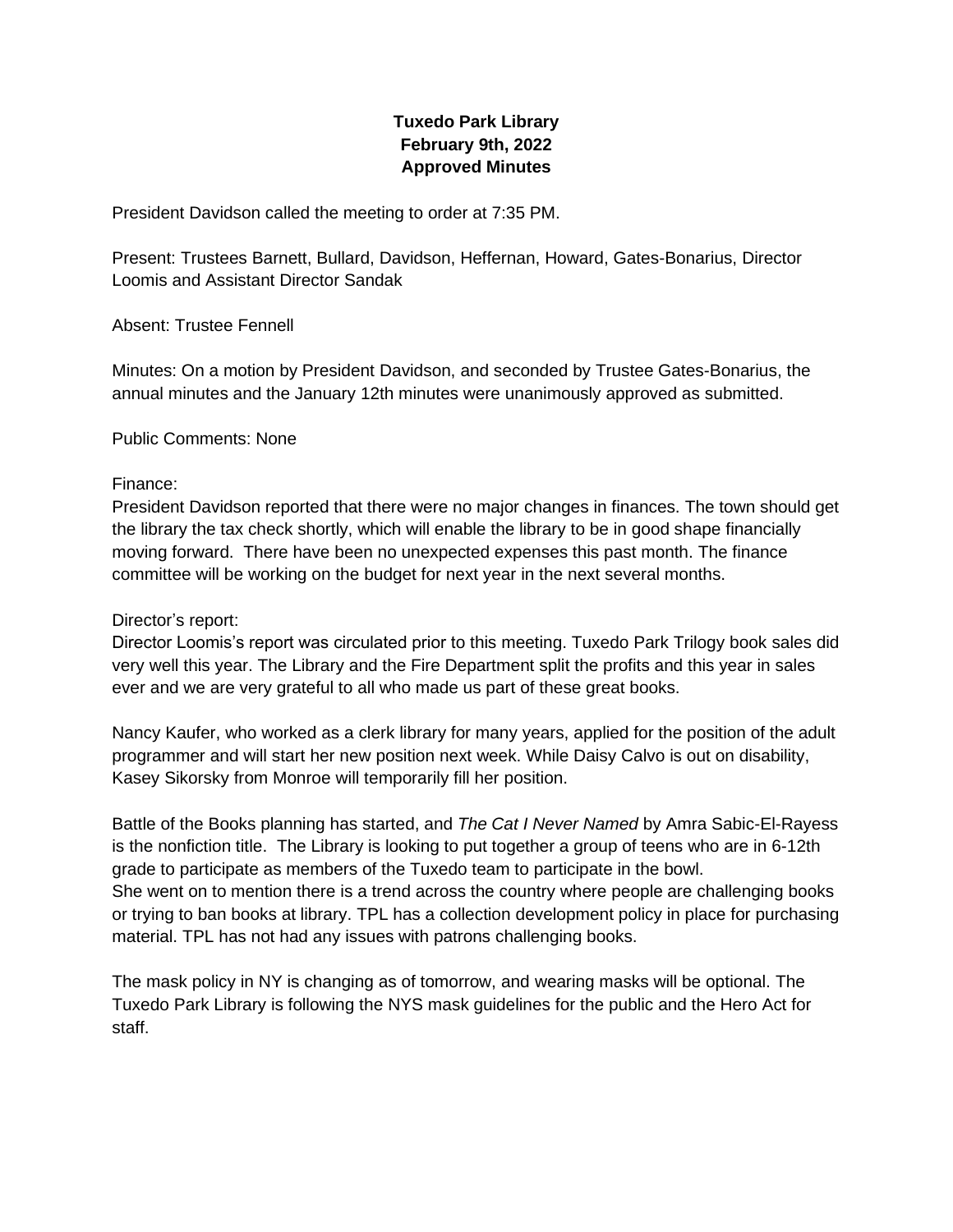**Tuxedo Park Library**
**February 9th, 2022**
**Approved Minutes**

President Davidson called the meeting to order at 7:35 PM.

Present: Trustees Barnett, Bullard, Davidson, Heffernan, Howard, Gates-Bonarius, Director Loomis and Assistant Director Sandak

Absent: Trustee Fennell

Minutes: On a motion by President Davidson, and seconded by Trustee Gates-Bonarius, the annual minutes and the January 12th minutes were unanimously approved as submitted.

Public Comments: None

Finance:
President Davidson reported that there were no major changes in finances. The town should get the library the tax check shortly, which will enable the library to be in good shape financially moving forward. There have been no unexpected expenses this past month. The finance committee will be working on the budget for next year in the next several months.

Director's report:
Director Loomis's report was circulated prior to this meeting. Tuxedo Park Trilogy book sales did very well this year. The Library and the Fire Department split the profits and this year in sales ever and we are very grateful to all who made us part of these great books.

Nancy Kaufer, who worked as a clerk library for many years, applied for the position of the adult programmer and will start her new position next week. While Daisy Calvo is out on disability, Kasey Sikorsky from Monroe will temporarily fill her position.

Battle of the Books planning has started, and *The Cat I Never Named* by Amra Sabic-El-Rayess is the nonfiction title. The Library is looking to put together a group of teens who are in 6-12th grade to participate as members of the Tuxedo team to participate in the bowl.
She went on to mention there is a trend across the country where people are challenging books or trying to ban books at library. TPL has a collection development policy in place for purchasing material. TPL has not had any issues with patrons challenging books.

The mask policy in NY is changing as of tomorrow, and wearing masks will be optional. The Tuxedo Park Library is following the NYS mask guidelines for the public and the Hero Act for staff.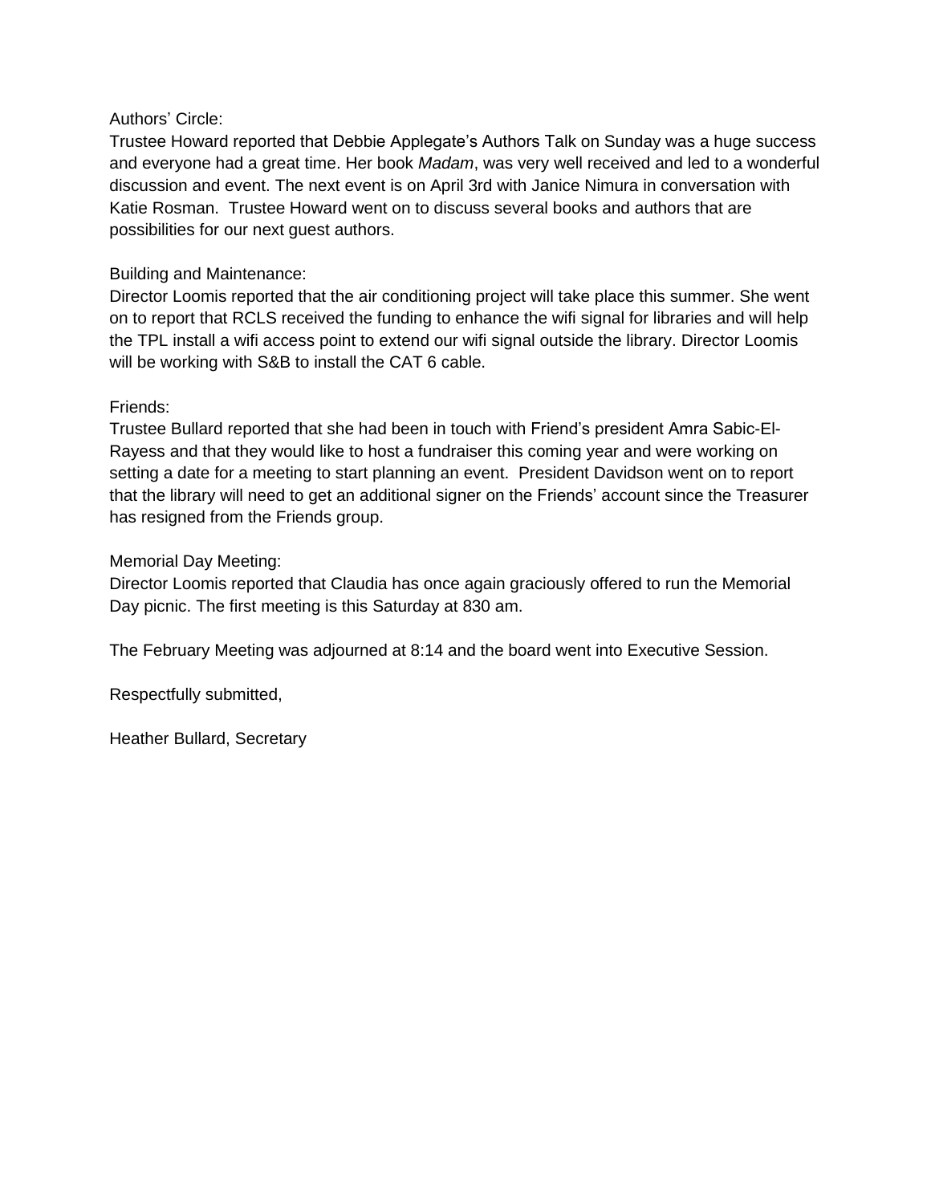Authors' Circle:
Trustee Howard reported that Debbie Applegate's Authors Talk on Sunday was a huge success and everyone had a great time. Her book *Madam*, was very well received and led to a wonderful discussion and event. The next event is on April 3rd with Janice Nimura in conversation with Katie Rosman. Trustee Howard went on to discuss several books and authors that are possibilities for our next guest authors.

Building and Maintenance:
Director Loomis reported that the air conditioning project will take place this summer. She went on to report that RCLS received the funding to enhance the wifi signal for libraries and will help the TPL install a wifi access point to extend our wifi signal outside the library. Director Loomis will be working with S&B to install the CAT 6 cable.

Friends:
Trustee Bullard reported that she had been in touch with Friend's president Amra Sabic-El-Rayess and that they would like to host a fundraiser this coming year and were working on setting a date for a meeting to start planning an event. President Davidson went on to report that the library will need to get an additional signer on the Friends' account since the Treasurer has resigned from the Friends group.

Memorial Day Meeting:
Director Loomis reported that Claudia has once again graciously offered to run the Memorial Day picnic. The first meeting is this Saturday at 830 am.

The February Meeting was adjourned at 8:14 and the board went into Executive Session.

Respectfully submitted,

Heather Bullard, Secretary